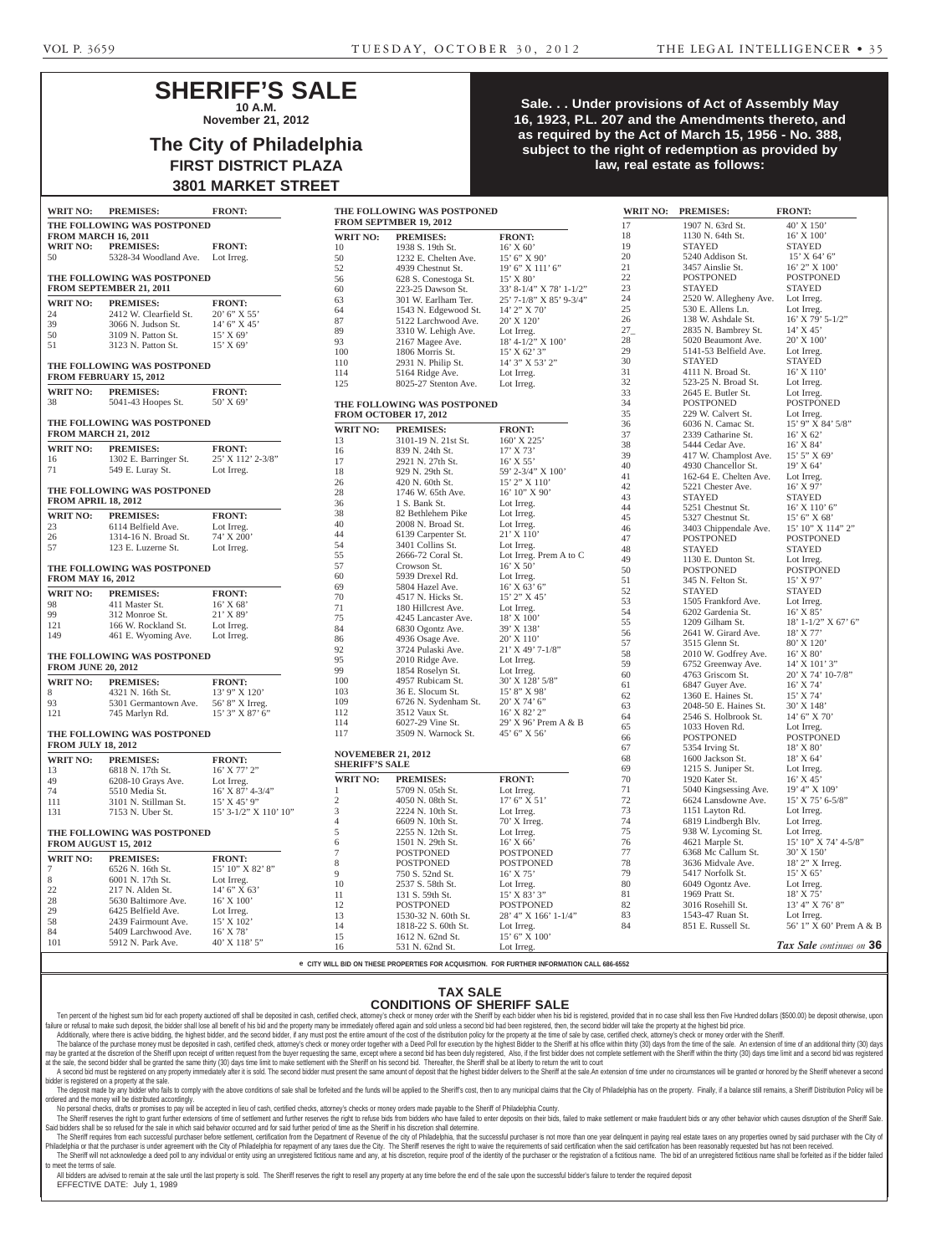# SHERIFF'S SALE

**10 A.M.**

**November 21, 2012**

## The City of Philadelphia

### FIRST DISTRICT PLAZA

### 3801 MARKET STREET

**Sale. . . Under provisions of Act of Assembly May 16, 1923, P.L. 207 and the Amendments thereto, and as required by the Act of March 15, 1956 - No. 388, subject to the right of redemption as provided by law, real estate as follows:**

**THE FOLLOWING WAS POSTPONED FROM MARCH 16, 2011**

| WRIT NO: | PREMISES: | FRONT: |
|---|---|---|
| 50 | 5328-34 Woodland Ave. | Lot Irreg. |

**THE FOLLOWING WAS POSTPONED FROM SEPTEMBER 21, 2011**

| WRIT NO: | PREMISES: | FRONT: |
|---|---|---|
| 24 | 2412 W. Clearfield St. | 20' 6" X 55' |
| 39 | 3066 N. Judson St. | 14' 6" X 45' |
| 50 | 3109 N. Patton St. | 15' X 69' |
| 51 | 3123 N. Patton St. | 15' X 69' |

**THE FOLLOWING WAS POSTPONED FROM FEBRUARY 15, 2012**

| WRIT NO: | PREMISES: | FRONT: |
|---|---|---|
| 38 | 5041-43 Hoopes St. | 50' X 69' |

**THE FOLLOWING WAS POSTPONED FROM MARCH 21, 2012**

| WRIT NO: | PREMISES: | FRONT: |
|---|---|---|
| 16 | 1302 E. Barringer St. | 25' X 112' 2-3/8" |
| 71 | 549 E. Luray St. | Lot Irreg. |

**THE FOLLOWING WAS POSTPONED FROM APRIL 18, 2012**

| WRIT NO: | PREMISES: | FRONT: |
|---|---|---|
| 23 | 6114 Belfield Ave. | Lot Irreg. |
| 26 | 1314-16 N. Broad St. | 74' X 200' |
| 57 | 123 E. Luzerne St. | Lot Irreg. |

**THE FOLLOWING WAS POSTPONED FROM MAY 16, 2012**

| WRIT NO: | PREMISES: | FRONT: |
|---|---|---|
| 98 | 411 Master St. | 16' X 68' |
| 99 | 312 Monroe St. | 21' X 89' |
| 121 | 166 W. Rockland St. | Lot Irreg. |
| 149 | 461 E. Wyoming Ave. | Lot Irreg. |

**THE FOLLOWING WAS POSTPONED FROM JUNE 20, 2012**

| WRIT NO: | PREMISES: | FRONT: |
|---|---|---|
| 8 | 4321 N. 16th St. | 13' 9" X 120' |
| 93 | 5301 Germantown Ave. | 56' 8" X Irreg. |
| 121 | 745 Marlyn Rd. | 15' 3" X 87' 6" |

**THE FOLLOWING WAS POSTPONED FROM JULY 18, 2012**

| WRIT NO: | PREMISES: | FRONT: |
|---|---|---|
| 13 | 6818 N. 17th St. | 16' X 77' 2" |
| 49 | 6208-10 Grays Ave. | Lot Irreg. |
| 74 | 5510 Media St. | 16' X 87' 4-3/4" |
| 111 | 3101 N. Stillman St. | 15' X 45' 9" |
| 131 | 7153 N. Uber St. | 15' 3-1/2" X 110' 10" |

**THE FOLLOWING WAS POSTPONED FROM AUGUST 15, 2012**

| WRIT NO: | PREMISES: | FRONT: |
|---|---|---|
| 7 | 6526 N. 16th St. | 15' 10" X 82' 8" |
| 8 | 6001 N. 17th St. | Lot Irreg. |
| 22 | 217 N. Alden St. | 14' 6" X 63' |
| 28 | 5630 Baltimore Ave. | 16' X 100' |
| 29 | 6425 Belfield Ave. | Lot Irreg. |
| 58 | 2439 Fairmount Ave. | 15' X 102' |
| 84 | 5409 Larchwood Ave. | 16' X 78' |
| 101 | 5912 N. Park Ave. | 40' X 118' 5" |

**THE FOLLOWING WAS POSTPONED FROM SEPTMBER 19, 2012**

| WRIT NO: | PREMISES: | FRONT: |
|---|---|---|
| 10 | 1938 S. 19th St. | 16' X 60' |
| 50 | 1232 E. Chelten Ave. | 15' 6" X 90' |
| 52 | 4939 Chestnut St. | 19' 6" X 111' 6" |
| 56 | 628 S. Conestoga St. | 15' X 80' |
| 60 | 223-25 Dawson St. | 33' 8-1/4" X 78' 1-1/2" |
| 63 | 301 W. Earlham Ter. | 25' 7-1/8" X 85' 9-3/4" |
| 64 | 1543 N. Edgewood St. | 14' 2" X 70' |
| 87 | 5122 Larchwood Ave. | 20' X 120' |
| 89 | 3310 W. Lehigh Ave. | Lot Irreg. |
| 93 | 2167 Magee Ave. | 18' 4-1/2" X 100' |
| 100 | 1806 Morris St. | 15' X 62' 3" |
| 110 | 2931 N. Philip St. | 14' 3" X 53' 2" |
| 114 | 5164 Ridge Ave. | Lot Irreg. |
| 125 | 8025-27 Stenton Ave. | Lot Irreg. |

**THE FOLLOWING WAS POSTPONED FROM OCTOBER 17, 2012**

| WRIT NO: | PREMISES: | FRONT: |
|---|---|---|
| 13 | 3101-19 N. 21st St. | 160' X 225' |
| 16 | 839 N. 24th St. | 17' X 73' |
| 17 | 2921 N. 27th St. | 16' X 55' |
| 18 | 929 N. 29th St. | 59' 2-3/4" X 100' |
| 26 | 420 N. 60th St. | 15' 2" X 110' |
| 28 | 1746 W. 65th Ave. | 16' 10" X 90' |
| 36 | 1 S. Bank St. | Lot Irreg. |
| 38 | 82 Bethlehem Pike | Lot Irreg. |
| 40 | 2008 N. Broad St. | Lot Irreg. |
| 44 | 6139 Carpenter St. | 21' X 110' |
| 54 | 3401 Collins St. | Lot Irreg. |
| 55 | 2666-72 Coral St. | Lot Irreg. Prem A to C |
| 57 | Crowson St. | 16' X 50' |
| 60 | 5939 Drexel Rd. | Lot Irreg. |
| 69 | 5804 Hazel Ave. | 16' X 63' 6" |
| 70 | 4517 N. Hicks St. | 15' 2" X 45' |
| 71 | 180 Hillcrest Ave. | Lot Irreg. |
| 75 | 4245 Lancaster Ave. | 18' X 100' |
| 84 | 6830 Ogontz Ave. | 39' X 138' |
| 86 | 4936 Osage Ave. | 20' X 110' |
| 92 | 3724 Pulaski Ave. | 21' X 49' 7-1/8" |
| 95 | 2010 Ridge Ave. | Lot Irreg. |
| 99 | 1854 Roselyn St. | Lot Irreg. |
| 100 | 4957 Rubicam St. | 30' X 128' 5/8" |
| 103 | 36 E. Slocum St. | 15' 8" X 98' |
| 109 | 6726 N. Sydenham St. | 20' X 74' 6" |
| 112 | 3512 Vaux St. | 16' X 82' 2" |
| 114 | 6027-29 Vine St. | 29' X 96' Prem A & B |
| 117 | 3509 N. Warnock St. | 45' 6" X 56' |

**NOVEMBER 21, 2012 SHERIFF'S SALE**

| WRIT NO: | PREMISES: | FRONT: |
|---|---|---|
| 1 | 5709 N. 05th St. | Lot Irreg. |
| 2 | 4050 N. 08th St. | 17' 6" X 51' |
| 3 | 2224 N. 10th St. | Lot Irreg. |
| 4 | 6609 N. 10th St. | 70' X Irreg. |
| 5 | 2255 N. 12th St. | Lot Irreg. |
| 6 | 1501 N. 29th St. | 16' X 66' |
| 7 | POSTPONED | POSTPONED |
| 8 | POSTPONED | POSTPONED |
| 9 | 750 S. 52nd St. | 16' X 75' |
| 10 | 2537 S. 58th St. | Lot Irreg. |
| 11 | 131 S. 59th St. | 15' X 83' 3" |
| 12 | POSTPONED | POSTPONED |
| 13 | 1530-32 N. 60th St. | 28' 4" X 166' 1-1/4" |
| 14 | 1818-22 S. 60th St. | Lot Irreg. |
| 15 | 1612 N. 62nd St. | 15' 6" X 100' |
| 16 | 531 N. 62nd St. | Lot Irreg. |
| 17 | 1907 N. 63rd St. | 40' X 150' |
| 18 | 1130 N. 64th St. | 16' X 100' |
| 19 | STAYED | STAYED |
| 20 | 5240 Addison St. | 15' X 64' 6" |
| 21 | 3457 Ainslie St. | 16' 2" X 100' |
| 22 | POSTPONED | POSTPONED |
| 23 | STAYED | STAYED |
| 24 | 2520 W. Allegheny Ave. | Lot Irreg. |
| 25 | 530 E. Allens Ln. | Lot Irreg. |
| 26 | 138 W. Ashdale St. | 16' X 79' 5-1/2" |
| 27_ | 2835 N. Bambrey St. | 14' X 45' |
| 28 | 5020 Beaumont Ave. | 20' X 100' |
| 29 | 5141-53 Belfield Ave. | Lot Irreg. |
| 30 | STAYED | STAYED |
| 31 | 4111 N. Broad St. | 16' X 110' |
| 32 | 523-25 N. Broad St. | Lot Irreg. |
| 33 | 2645 E. Butler St. | Lot Irreg. |
| 34 | POSTPONED | POSTPONED |
| 35 | 229 W. Calvert St. | Lot Irreg. |
| 36 | 6036 N. Camac St. | 15' 9" X 84' 5/8" |
| 37 | 2339 Catharine St. | 16' X 62' |
| 38 | 5444 Cedar Ave. | 16' X 84' |
| 39 | 417 W. Champlost Ave. | 15' 5" X 69' |
| 40 | 4930 Chancellor St. | 19' X 64' |
| 41 | 162-64 E. Chelten Ave. | Lot Irreg. |
| 42 | 5221 Chester Ave. | 16' X 97' |
| 43 | STAYED | STAYED |
| 44 | 5251 Chestnut St. | 16' X 110' 6" |
| 45 | 5327 Chestnut St. | 15' 6" X 68' |
| 46 | 3403 Chippendale Ave. | 15' 10" X 114" 2" |
| 47 | POSTPONED | POSTPONED |
| 48 | STAYED | STAYED |
| 49 | 1130 E. Dunton St. | Lot Irreg. |
| 50 | POSTPONED | POSTPONED |
| 51 | 345 N. Felton St. | 15' X 97' |
| 52 | STAYED | STAYED |
| 53 | 1505 Frankford Ave. | Lot Irreg. |
| 54 | 6202 Gardenia St. | 16' X 85' |
| 55 | 1209 Gilham St. | 18' 1-1/2" X 67' 6" |
| 56 | 2641 W. Girard Ave. | 18' X 77' |
| 57 | 3515 Glenn St. | 80' X 120' |
| 58 | 2010 W. Godfrey Ave. | 16' X 80' |
| 59 | 6752 Greenway Ave. | 14' X 101' 3" |
| 60 | 4763 Griscom St. | 20' X 74' 10-7/8" |
| 61 | 6847 Guyer Ave. | 16' X 74' |
| 62 | 1360 E. Haines St. | 15' X 74' |
| 63 | 2048-50 E. Haines St. | 30' X 148' |
| 64 | 2546 S. Holbrook St. | 14' 6" X 70' |
| 65 | 1033 Hoven Rd. | Lot Irreg. |
| 66 | POSTPONED | POSTPONED |
| 67 | 5354 Irving St. | 18' X 80' |
| 68 | 1600 Jackson St. | 18' X 64' |
| 69 | 1215 S. Juniper St. | Lot Irreg. |
| 70 | 1920 Kater St. | 16' X 45' |
| 71 | 5040 Kingsessing Ave. | 19' 4" X 109' |
| 72 | 6624 Lansdowne Ave. | 15' X 75' 6-5/8" |
| 73 | 1151 Layton Rd. | Lot Irreg. |
| 74 | 6819 Lindbergh Blv. | Lot Irreg. |
| 75 | 938 W. Lycoming St. | Lot Irreg. |
| 76 | 4621 Marple St. | 15' 10" X 74' 4-5/8" |
| 77 | 6368 Mc Callum St. | 30' X 150' |
| 78 | 3636 Midvale Ave. | 18' 2" X Irreg. |
| 79 | 5417 Norfolk St. | 15' X 65' |
| 80 | 6049 Ogontz Ave. | Lot Irreg. |
| 81 | 1969 Pratt St. | 18' X 75' |
| 82 | 3016 Rosehill St. | 13' 4" X 76' 8" |
| 83 | 1543-47 Ruan St. | Lot Irreg. |
| 84 | 851 E. Russell St. | 56' 1" X 60' Prem A & B |

*Tax Sale continues on* **36**

e CITY WILL BID ON THESE PROPERTIES FOR ACQUISITION. FOR FURTHER INFORMATION CALL 686-6552

## TAX SALE
## CONDITIONS OF SHERIFF SALE

Ten percent of the highest sum bid for each property auctioned off shall be deposited in cash, certified check, attorney's check or money order with the Sheriff by each bidder when his bid is registered, provided that in no case shall less then Five Hundred dollars ($500.00) be deposit otherwise, upon failure or refusal to make such deposit, the bidder shall lose all benefit of his bid and the property many be immediately offered again and sold unless a second bid had been registered, then, the second bidder will take the property at the highest bid price.

Additionally, where there is active bidding, the highest bidder, and the second bidder, if any must post the entire amount of the cost of the distribution policy for the property at the time of sale by case, certified check, attorney's check or money order with the Sheriff.

The balance of the purchase money must be deposited in cash, certified check, attorney's check or money order together with a Deed Poll for execution by the highest Bidder to the Sheriff at his office within thirty (30) days from the time of the sale. An extension of time of an additional thirty (30) days may be granted at the discretion of the Sheriff upon receipt of written request from the buyer requesting the same, except where a second bid has been duly registered, Also, if the first bidder does not complete settlement with the Sheriff within the thirty (30) days time limit and a second bid was registered at the sale, the second bidder shall be granted the same thirty (30) days time limit to make settlement with the Sheriff on his second bid. Thereafter, the Sheriff shall be at liberty to return the writ to court

A second bid must be registered on any property immediately after it is sold. The second bidder must present the same amount of deposit that the highest bidder delivers to the Sheriff at the sale.An extension of time under no circumstances will be granted or honored by the Sheriff whenever a second bidder is registered on a property at the sale.

The deposit made by any bidder who fails to comply with the above conditions of sale shall be forfeited and the funds will be applied to the Sheriff's cost, then to any municipal claims that the City of Philadelphia has on the property. Finally, if a balance still remains, a Sheriff Distribution Policy will be ordered and the money will be distributed accordingly.

No personal checks, drafts or promises to pay will be accepted in lieu of cash, certified checks, attorney's checks or money orders made payable to the Sheriff of Philadelphia County.

The Sheriff reserves the right to grant further extensions of time of settlement and further reserves the right to refuse bids from bidders who have failed to enter deposits on their bids, failed to make settlement or make fraudulent bids or any other behavior which causes disruption of the Sheriff Sale. Said bidders shall be so refused for the sale in which said behavior occurred and for said further period of time as the Sheriff in his discretion shall determine.

The Sheriff requires from each successful purchaser before settlement, certification from the Department of Revenue of the city of Philadelphia, that the successful purchaser is not more than one year delinquent in paying real estate taxes on any properties owned by said purchaser with the City of Philadelphia or that the purchaser is under agreement with the City of Philadelphia for repayment of any taxes due the City. The Sheriff reserves the right to waive the requirements of said certification when the said certification has been reasonably requested but has not been received.

The Sheriff will not acknowledge a deed poll to any individual or entity using an unregistered fictitious name and any, at his discretion, require proof of the identity of the purchaser or the registration of a fictitious name. The bid of an unregistered fictitious name shall be forfeited as if the bidder failed to meet the terms of sale.

All bidders are advised to remain at the sale until the last property is sold. The Sheriff reserves the right to resell any property at any time before the end of the sale upon the successful bidder's failure to tender the required deposit

EFFECTIVE DATE: July 1, 1989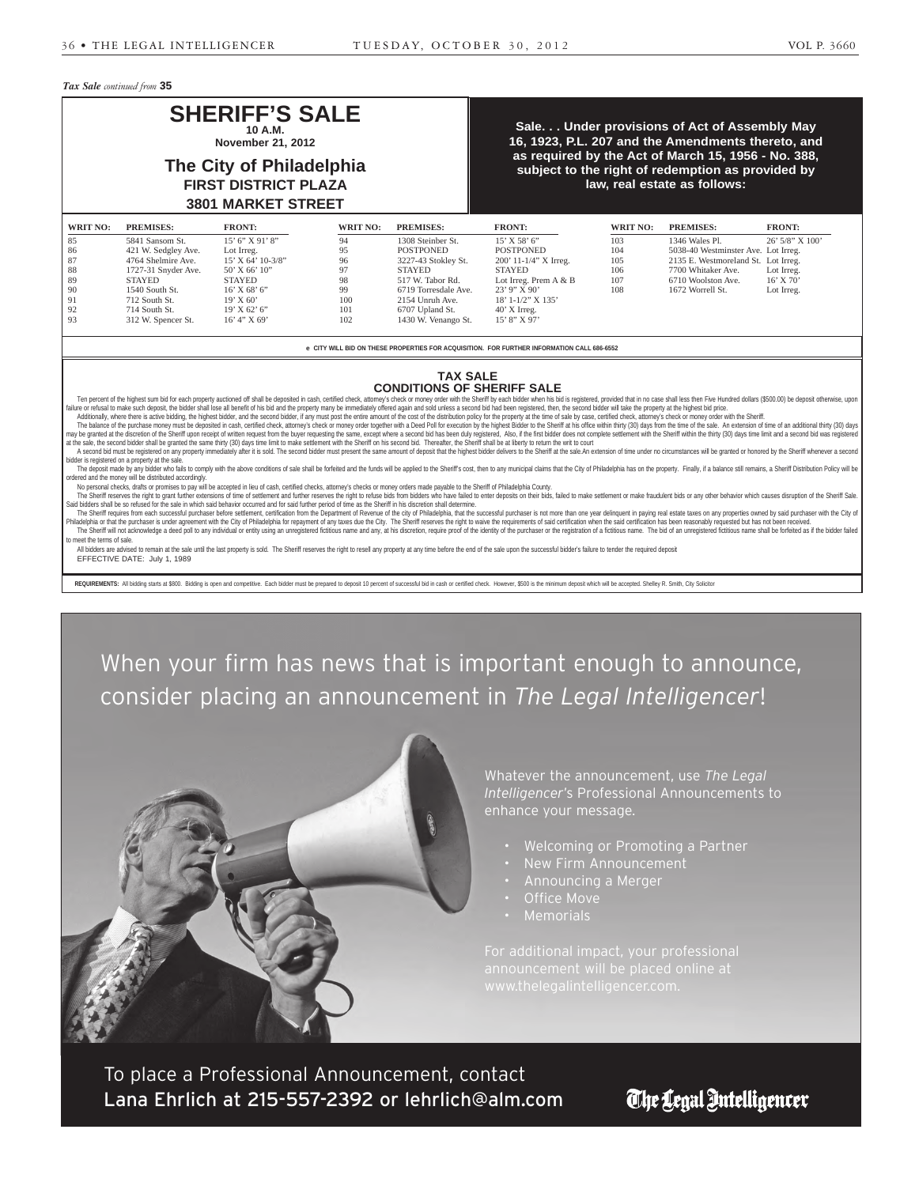*Tax Sale continued from* **35**

# SHERIFF'S SALE

**10 A.M.**
**November 21, 2012**

## The City of Philadelphia

**FIRST DISTRICT PLAZA**
**3801 MARKET STREET**

**Sale. . . Under provisions of Act of Assembly May 16, 1923, P.L. 207 and the Amendments thereto, and as required by the Act of March 15, 1956 - No. 388, subject to the right of redemption as provided by law, real estate as follows:**

| WRIT NO: | PREMISES: | FRONT: |
|---|---|---|
| 85 | 5841 Sansom St. | 15' 6" X 91' 8" |
| 86 | 421 W. Sedgley Ave. | Lot Irreg. |
| 87 | 4764 Shelmire Ave. | 15' X 64' 10-3/8" |
| 88 | 1727-31 Snyder Ave. | 50' X 66' 10" |
| 89 | STAYED | STAYED |
| 90 | 1540 South St. | 16' X 68' 6" |
| 91 | 712 South St. | 19' X 60' |
| 92 | 714 South St. | 19' X 62' 6" |
| 93 | 312 W. Spencer St. | 16' 4" X 69' |
| 94 | 1308 Steinber St. | 15' X 58' 6" |
| 95 | POSTPONED | POSTPONED |
| 96 | 3227-43 Stokley St. | 200' 11-1/4" X Irreg. |
| 97 | STAYED | STAYED |
| 98 | 517 W. Tabor Rd. | Lot Irreg. Prem A & B |
| 99 | 6719 Torresdale Ave. | 23' 9" X 90' |
| 100 | 2154 Unruh Ave. | 18' 1-1/2" X 135' |
| 101 | 6707 Upland St. | 40' X Irreg. |
| 102 | 1430 W. Venango St. | 15' 8" X 97' |
| 103 | 1346 Wales Pl. | 26' 5/8" X 100' |
| 104 | 5038-40 Westminster Ave. | Lot Irreg. |
| 105 | 2135 E. Westmoreland St. | Lot Irreg. |
| 106 | 7700 Whitaker Ave. | Lot Irreg. |
| 107 | 6710 Woolston Ave. | 16' X 70' |
| 108 | 1672 Worrell St. | Lot Irreg. |

e CITY WILL BID ON THESE PROPERTIES FOR ACQUISITION. FOR FURTHER INFORMATION CALL 686-6552

## TAX SALE
## CONDITIONS OF SHERIFF SALE

Ten percent of the highest sum bid for each property auctioned off shall be deposited in cash, certified check, attorney's check or money order with the Sheriff by each bidder when his bid is registered, provided that in no case shall less then Five Hundred dollars ($500.00) be deposit otherwise, upon failure or refusal to make such deposit, the bidder shall lose all benefit of his bid and the property many be immediately offered again and sold unless a second bid had been registered, then, the second bidder will take the property at the highest bid price.

Additionally, where there is active bidding, the highest bidder, and the second bidder, if any must post the entire amount of the cost of the distribution policy for the property at the time of sale by case, certified check, attorney's check or money order with the Sheriff.

The balance of the purchase money must be deposited in cash, certified check, attorney's check or money order together with a Deed Poll for execution by the highest Bidder to the Sheriff at his office within thirty (30) days from the time of the sale. An extension of time of an additional thirty (30) days may be granted at the discretion of the Sheriff upon receipt of written request from the buyer requesting the same, except where a second bid has been duly registered, Also, if the first bidder does not complete settlement with the Sheriff within the thirty (30) days time limit and a second bid was registered at the sale, the second bidder shall be granted the same thirty (30) days time limit to make settlement with the Sheriff on his second bid. Thereafter, the Sheriff shall be at liberty to return the writ to court

A second bid must be registered on any property immediately after it is sold. The second bidder must present the same amount of deposit that the highest bidder delivers to the Sheriff at the sale.An extension of time under no circumstances will be granted or honored by the Sheriff whenever a second bidder is registered on a property at the sale.

The deposit made by any bidder who fails to comply with the above conditions of sale shall be forfeited and the funds will be applied to the Sheriff's cost, then to any municipal claims that the City of Philadelphia has on the property. Finally, if a balance still remains, a Sheriff Distribution Policy will be ordered and the money will be distributed accordingly.

No personal checks, drafts or promises to pay will be accepted in lieu of cash, certified checks, attorney's checks or money orders made payable to the Sheriff of Philadelphia County.

The Sheriff reserves the right to grant further extensions of time of settlement and further reserves the right to refuse bids from bidders who have failed to enter deposits on their bids, failed to make settlement or make fraudulent bids or any other behavior which causes disruption of the Sheriff Sale. Said bidders shall be so refused for the sale in which said behavior occurred and for said further period of time as the Sheriff in his discretion shall determine.

The Sheriff requires from each successful purchaser before settlement, certification from the Department of Revenue of the city of Philadelphia, that the successful purchaser is not more than one year delinquent in paying real estate taxes on any properties owned by said purchaser with the City of Philadelphia or that the purchaser is under agreement with the City of Philadelphia for repayment of any taxes due the City. The Sheriff reserves the right to waive the requirements of said certification when the said certification has been reasonably requested but has not been received.

The Sheriff will not acknowledge a deed poll to any individual or entity using an unregistered fictitious name and any, at his discretion, require proof of the identity of the purchaser or the registration of a fictitious name. The bid of an unregistered fictitious name shall be forfeited as if the bidder failed to meet the terms of sale.

All bidders are advised to remain at the sale until the last property is sold. The Sheriff reserves the right to resell any property at any time before the end of the sale upon the successful bidder's failure to tender the required deposit

EFFECTIVE DATE: July 1, 1989

**REQUIREMENTS:** All bidding starts at $800. Bidding is open and competitive. Each bidder must be prepared to deposit 10 percent of successful bid in cash or certified check. However, $500 is the minimum deposit which will be accepted. Shelley R. Smith, City Solicitor

---

When your firm has news that is important enough to announce, consider placing an announcement in *The Legal Intelligencer*!

Whatever the announcement, use *The Legal Intelligencer's* Professional Announcements to enhance your message.

- Welcoming or Promoting a Partner
- New Firm Announcement
- Announcing a Merger
- Office Move
- Memorials

For additional impact, your professional announcement will be placed online at www.thelegalintelligencer.com.

To place a Professional Announcement, contact
Lana Ehrlich at 215-557-2392 or lehrlich@alm.com

The Legal Intelligencer